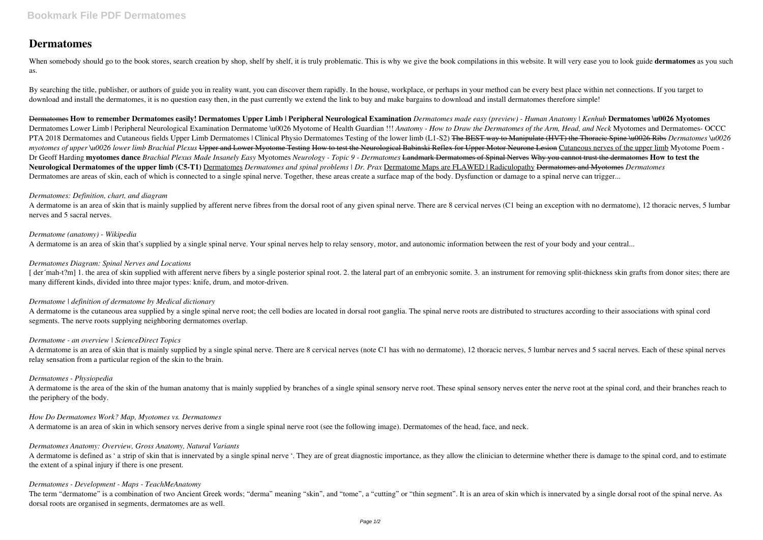# Dermatomes

When somebody should go to the book stores, search creation by shop, shelf by shelf, it is truly problematic. This is why we give the book compilations in this website. It will very ease you to look guide **dermatomes** as you such as.

By searching the title, publisher, or authors of guide you in reality want, you can discover them rapidly. In the house, workplace, or perhaps in your method can be every best place within net connections. If you target to download and install the dermatomes, it is no question easy then, in the past currently we extend the link to buy and make bargains to download and install dermatomes therefore simple!

~~Dermatomes~~ **How to remember Dermatomes easily! Dermatomes Upper Limb | Peripheral Neurological Examination** *Dermatomes made easy (preview) - Human Anatomy | Kenhub* **Dermatomes \u0026 Myotomes** Dermatomes Lower Limb | Peripheral Neurological Examination Dermatome \u0026 Myotome of Health Guardian !!! *Anatomy - How to Draw the Dermatomes of the Arm, Head, and Neck* Myotomes and Dermatomes- OCCC PTA 2018 Dermatomes and Cutaneous fields Upper Limb Dermatomes | Clinical Physio Dermatomes Testing of the lower limb (L1-S2) ~~The BEST way to Manipulate (HVT) the Thoracic Spine \u0026 Ribs~~ *Dermatomes \u0026 myotomes of upper \u0026 lower limb Brachial Plexus* ~~Upper and Lower Myotome Testing~~ ~~How to test the Neurological Babinski Reflex for Upper Motor Neurone Lesion~~ Cutaneous nerves of the upper limb Myotome Poem - Dr Geoff Harding **myotomes dance** *Brachial Plexus Made Insanely Easy* Myotomes *Neurology - Topic 9 - Dermatomes* ~~Landmark Dermatomes of Spinal Nerves~~ ~~Why you cannot trust the dermatomes~~ **How to test the Neurological Dermatomes of the upper limb (C5-T1)** Dermatomes *Dermatomes and spinal problems | Dr. Prax* Dermatome Maps are FLAWED | Radiculopathy ~~Dermatomes and Myotomes~~ *Dermatomes*
Dermatomes are areas of skin, each of which is connected to a single spinal nerve. Together, these areas create a surface map of the body. Dysfunction or damage to a spinal nerve can trigger...

*Dermatomes: Definition, chart, and diagram*
A dermatome is an area of skin that is mainly supplied by afferent nerve fibres from the dorsal root of any given spinal nerve. There are 8 cervical nerves (C1 being an exception with no dermatome), 12 thoracic nerves, 5 lumbar nerves and 5 sacral nerves.

*Dermatome (anatomy) - Wikipedia*
A dermatome is an area of skin that's supplied by a single spinal nerve. Your spinal nerves help to relay sensory, motor, and autonomic information between the rest of your body and your central...

*Dermatomes Diagram: Spinal Nerves and Locations*
[ der´mah-t?m] 1. the area of skin supplied with afferent nerve fibers by a single posterior spinal root. 2. the lateral part of an embryonic somite. 3. an instrument for removing split-thickness skin grafts from donor sites; there are many different kinds, divided into three major types: knife, drum, and motor-driven.

*Dermatome | definition of dermatome by Medical dictionary*
A dermatome is the cutaneous area supplied by a single spinal nerve root; the cell bodies are located in dorsal root ganglia. The spinal nerve roots are distributed to structures according to their associations with spinal cord segments. The nerve roots supplying neighboring dermatomes overlap.

*Dermatome - an overview | ScienceDirect Topics*
A dermatome is an area of skin that is mainly supplied by a single spinal nerve. There are 8 cervical nerves (note C1 has with no dermatome), 12 thoracic nerves, 5 lumbar nerves and 5 sacral nerves. Each of these spinal nerves relay sensation from a particular region of the skin to the brain.

*Dermatomes - Physiopedia*
A dermatome is the area of the skin of the human anatomy that is mainly supplied by branches of a single spinal sensory nerve root. These spinal sensory nerves enter the nerve root at the spinal cord, and their branches reach to the periphery of the body.

*How Do Dermatomes Work? Map, Myotomes vs. Dermatomes*
A dermatome is an area of skin in which sensory nerves derive from a single spinal nerve root (see the following image). Dermatomes of the head, face, and neck.

*Dermatomes Anatomy: Overview, Gross Anatomy, Natural Variants*
A dermatome is defined as ' a strip of skin that is innervated by a single spinal nerve '. They are of great diagnostic importance, as they allow the clinician to determine whether there is damage to the spinal cord, and to estimate the extent of a spinal injury if there is one present.

*Dermatomes - Development - Maps - TeachMeAnatomy*
The term "dermatome" is a combination of two Ancient Greek words; "derma" meaning "skin", and "tome", a "cutting" or "thin segment". It is an area of skin which is innervated by a single dorsal root of the spinal nerve. As dorsal roots are organised in segments, dermatomes are as well.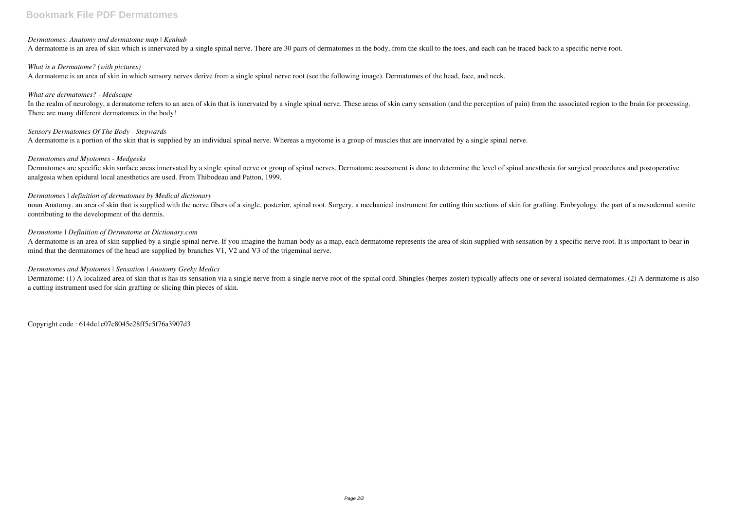*Dermatomes: Anatomy and dermatome map | Kenhub*

A dermatome is an area of skin which is innervated by a single spinal nerve. There are 30 pairs of dermatomes in the body, from the skull to the toes, and each can be traced back to a specific nerve root.

*What is a Dermatome? (with pictures)*

A dermatome is an area of skin in which sensory nerves derive from a single spinal nerve root (see the following image). Dermatomes of the head, face, and neck.

*What are dermatomes? - Medscape*

In the realm of neurology, a dermatome refers to an area of skin that is innervated by a single spinal nerve. These areas of skin carry sensation (and the perception of pain) from the associated region to the brain for processing. There are many different dermatomes in the body!

*Sensory Dermatomes Of The Body - Stepwards*

A dermatome is a portion of the skin that is supplied by an individual spinal nerve. Whereas a myotome is a group of muscles that are innervated by a single spinal nerve.

*Dermatomes and Myotomes - Medgeeks*

Dermatomes are specific skin surface areas innervated by a single spinal nerve or group of spinal nerves. Dermatome assessment is done to determine the level of spinal anesthesia for surgical procedures and postoperative analgesia when epidural local anesthetics are used. From Thibodeau and Patton, 1999.

*Dermatomes | definition of dermatomes by Medical dictionary*

noun Anatomy. an area of skin that is supplied with the nerve fibers of a single, posterior, spinal root. Surgery. a mechanical instrument for cutting thin sections of skin for grafting. Embryology. the part of a mesodermal somite contributing to the development of the dermis.

*Dermatome | Definition of Dermatome at Dictionary.com*

A dermatome is an area of skin supplied by a single spinal nerve. If you imagine the human body as a map, each dermatome represents the area of skin supplied with sensation by a specific nerve root. It is important to bear in mind that the dermatomes of the head are supplied by branches V1, V2 and V3 of the trigeminal nerve.

*Dermatomes and Myotomes | Sensation | Anatomy Geeky Medics*

Dermatome: (1) A localized area of skin that is has its sensation via a single nerve from a single nerve root of the spinal cord. Shingles (herpes zoster) typically affects one or several isolated dermatomes. (2) A dermatome is also a cutting instrument used for skin grafting or slicing thin pieces of skin.

Copyright code : 614de1c07c8045e28ff5c5f76a3907d3